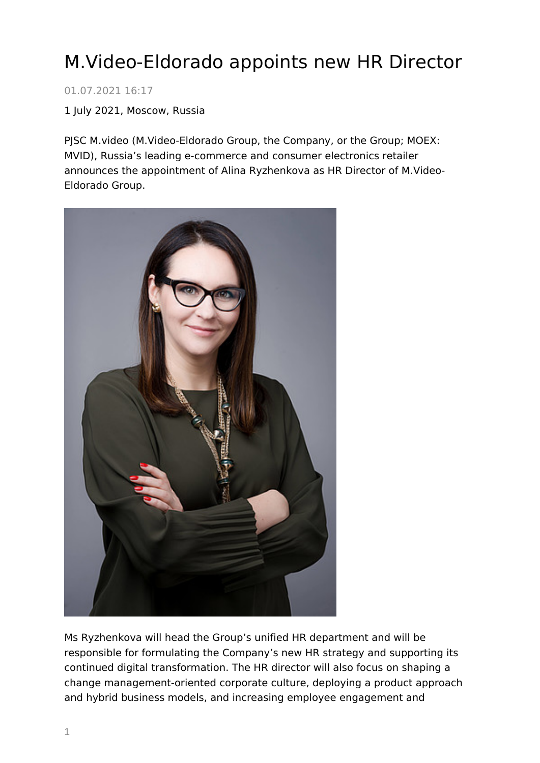# M.Video-Eldorado appoints new HR Director

01.07.2021 16:17

1 July 2021, Moscow, Russia

PJSC M.video (M.Video-Eldorado Group, the Company, or the Group; MOEX: MVID), Russia's leading e-commerce and consumer electronics retailer announces the appointment of Alina Ryzhenkova as HR Director of M.Video-Eldorado Group.

Ms Ryzhenkova will head the Group's unified HR department and will be responsible for formulating the Company's new HR strategy and supporting its continued digital transformation. The HR director will also focus on shaping a change management-oriented corporate culture, deploying a product approach and hybrid business models, and increasing employee engagement and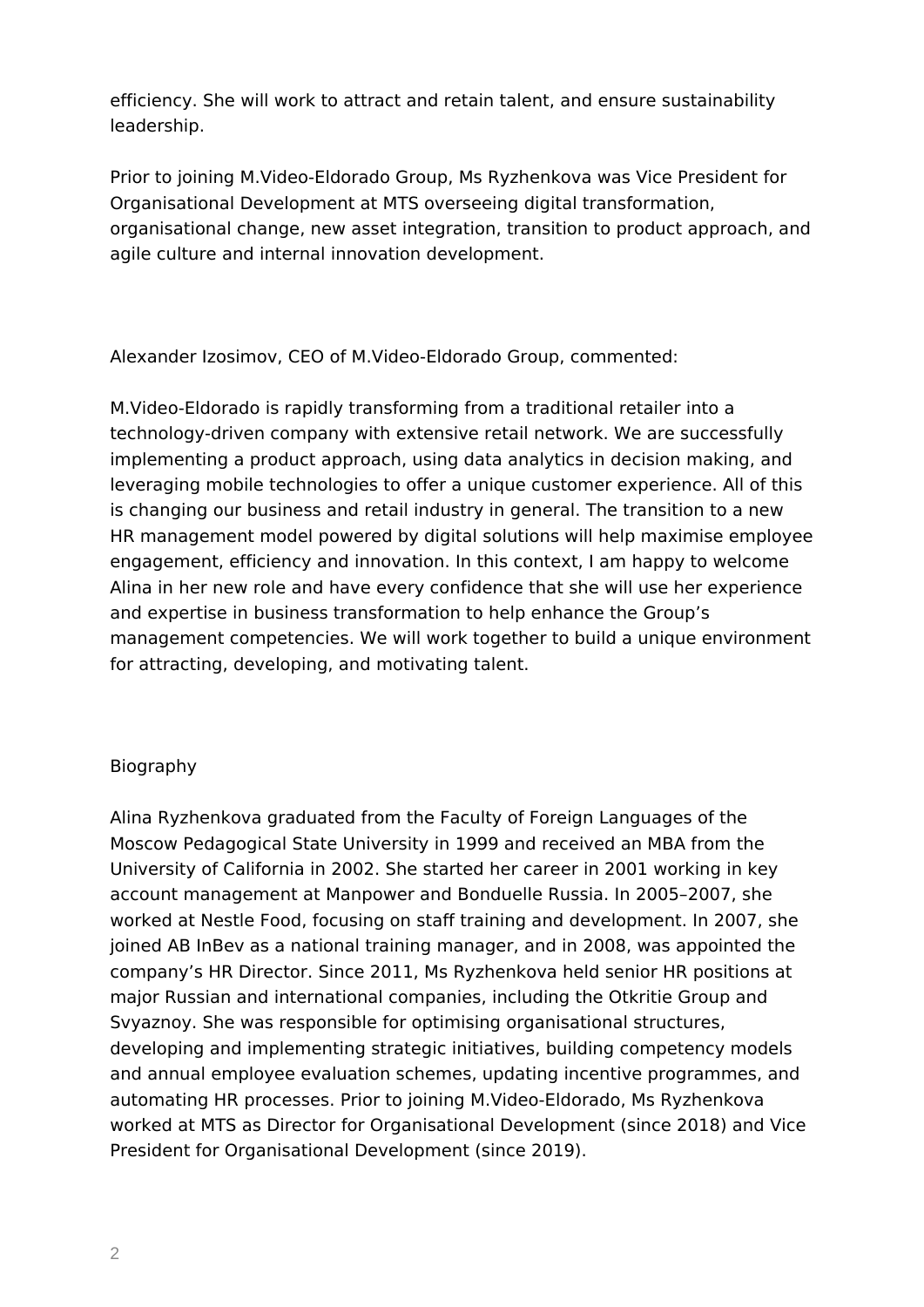efficiency. She will work to attract and retain talent, and ensure sustainability leadership.

Prior to joining M.Video-Eldorado Group, Ms Ryzhenkova was Vice President for Organisational Development at MTS overseeing digital transformation, organisational change, new asset integration, transition to product approach, and agile culture and internal innovation development.

Alexander Izosimov, CEO of M.Video-Eldorado Group, commented:

M.Video-Eldorado is rapidly transforming from a traditional retailer into a technology-driven company with extensive retail network. We are successfully implementing a product approach, using data analytics in decision making, and leveraging mobile technologies to offer a unique customer experience. All of this is changing our business and retail industry in general. The transition to a new HR management model powered by digital solutions will help maximise employee engagement, efficiency and innovation. In this context, I am happy to welcome Alina in her new role and have every confidence that she will use her experience and expertise in business transformation to help enhance the Group's management competencies. We will work together to build a unique environment for attracting, developing, and motivating talent.

Biography

Alina Ryzhenkova graduated from the Faculty of Foreign Languages of the Moscow Pedagogical State University in 1999 and received an MBA from the University of California in 2002. She started her career in 2001 working in key account management at Manpower and Bonduelle Russia. In 2005–2007, she worked at Nestle Food, focusing on staff training and development. In 2007, she joined AB InBev as a national training manager, and in 2008, was appointed the company's HR Director. Since 2011, Ms Ryzhenkova held senior HR positions at major Russian and international companies, including the Otkritie Group and Svyaznoy. She was responsible for optimising organisational structures, developing and implementing strategic initiatives, building competency models and annual employee evaluation schemes, updating incentive programmes, and automating HR processes. Prior to joining M.Video-Eldorado, Ms Ryzhenkova worked at MTS as Director for Organisational Development (since 2018) and Vice President for Organisational Development (since 2019).